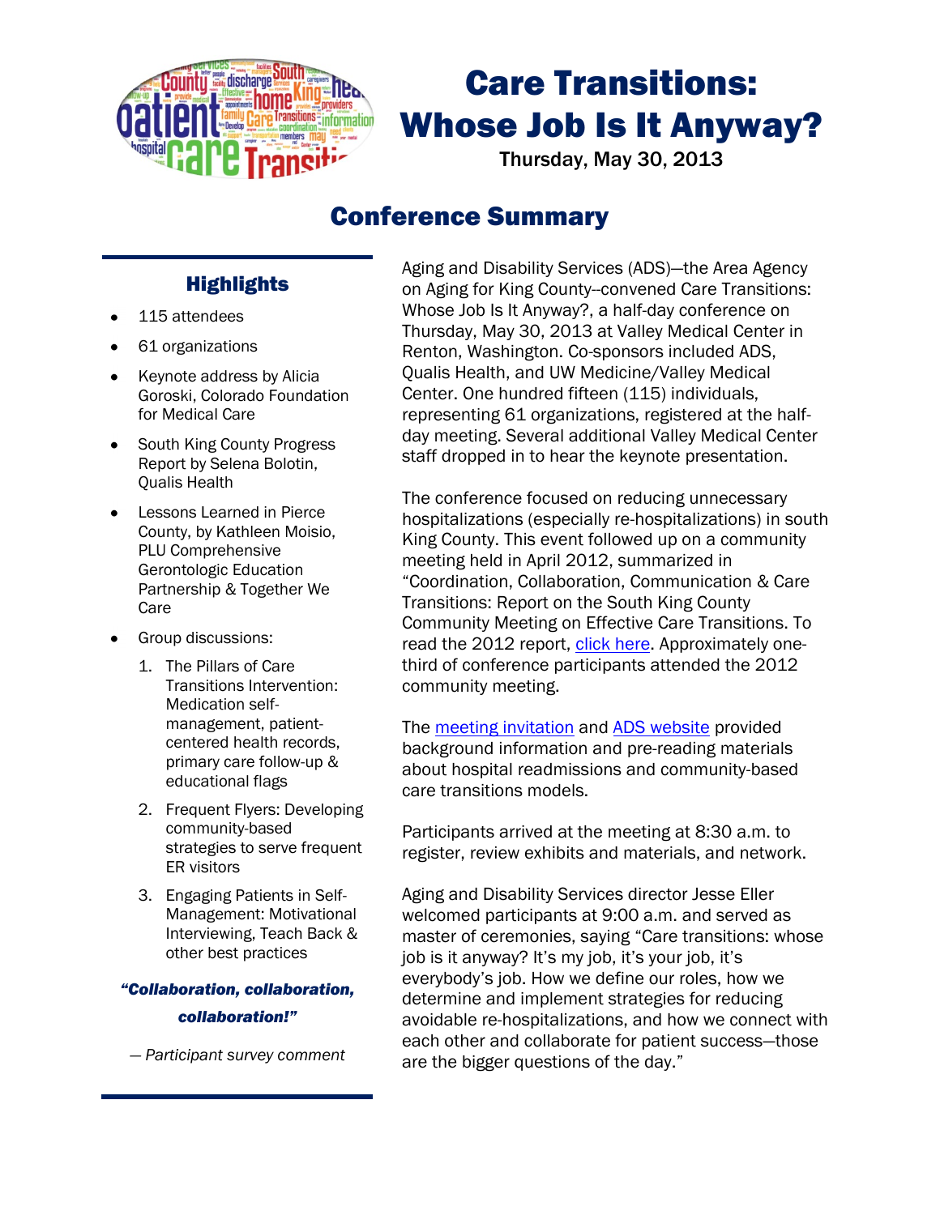# Care Transitions: Whose Job Is It Anyway?

Thursday, May 30, 2013

## Conference Summary

### Highlights

- 115 attendees
- 61 organizations
- Keynote address by Alicia Goroski, Colorado Foundation for Medical Care
- South King County Progress Report by Selena Bolotin, Qualis Health
- Lessons Learned in Pierce County, by Kathleen Moisio, PLU Comprehensive Gerontologic Education Partnership & Together We Care
- Group discussions:
  1. The Pillars of Care Transitions Intervention: Medication self-management, patient-centered health records, primary care follow-up & educational flags
  2. Frequent Flyers: Developing community-based strategies to serve frequent ER visitors
  3. Engaging Patients in Self-Management: Motivational Interviewing, Teach Back & other best practices

***"Collaboration, collaboration, collaboration!"***

*— Participant survey comment*

Aging and Disability Services (ADS)—the Area Agency on Aging for King County--convened Care Transitions: Whose Job Is It Anyway?, a half-day conference on Thursday, May 30, 2013 at Valley Medical Center in Renton, Washington. Co-sponsors included ADS, Qualis Health, and UW Medicine/Valley Medical Center. One hundred fifteen (115) individuals, representing 61 organizations, registered at the half-day meeting. Several additional Valley Medical Center staff dropped in to hear the keynote presentation.

The conference focused on reducing unnecessary hospitalizations (especially re-hospitalizations) in south King County. This event followed up on a community meeting held in April 2012, summarized in "Coordination, Collaboration, Communication & Care Transitions: Report on the South King County Community Meeting on Effective Care Transitions. To read the 2012 report, click here. Approximately one-third of conference participants attended the 2012 community meeting.

The meeting invitation and ADS website provided background information and pre-reading materials about hospital readmissions and community-based care transitions models.

Participants arrived at the meeting at 8:30 a.m. to register, review exhibits and materials, and network.

Aging and Disability Services director Jesse Eller welcomed participants at 9:00 a.m. and served as master of ceremonies, saying "Care transitions: whose job is it anyway? It's my job, it's your job, it's everybody's job. How we define our roles, how we determine and implement strategies for reducing avoidable re-hospitalizations, and how we connect with each other and collaborate for patient success—those are the bigger questions of the day."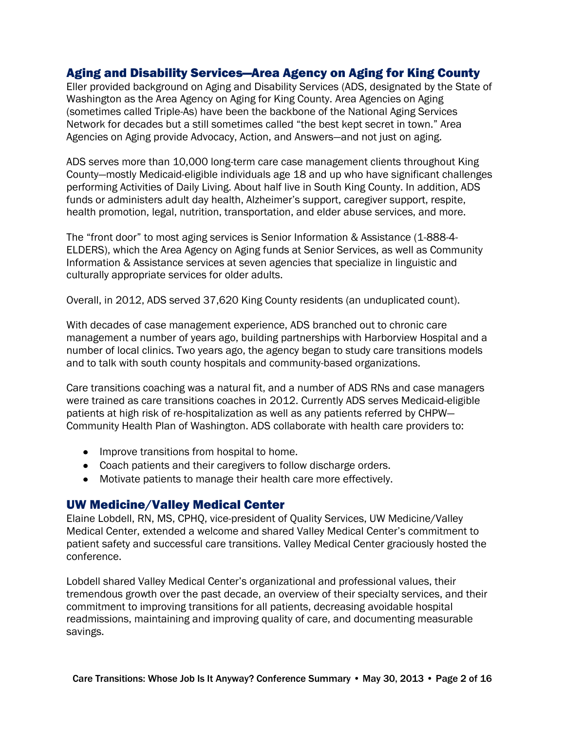## Aging and Disability Services—Area Agency on Aging for King County

Eller provided background on Aging and Disability Services (ADS, designated by the State of Washington as the Area Agency on Aging for King County. Area Agencies on Aging (sometimes called Triple-As) have been the backbone of the National Aging Services Network for decades but a still sometimes called "the best kept secret in town." Area Agencies on Aging provide Advocacy, Action, and Answers—and not just on aging.

ADS serves more than 10,000 long-term care case management clients throughout King County—mostly Medicaid-eligible individuals age 18 and up who have significant challenges performing Activities of Daily Living. About half live in South King County. In addition, ADS funds or administers adult day health, Alzheimer's support, caregiver support, respite, health promotion, legal, nutrition, transportation, and elder abuse services, and more.

The "front door" to most aging services is Senior Information & Assistance (1-888-4-ELDERS), which the Area Agency on Aging funds at Senior Services, as well as Community Information & Assistance services at seven agencies that specialize in linguistic and culturally appropriate services for older adults.

Overall, in 2012, ADS served 37,620 King County residents (an unduplicated count).

With decades of case management experience, ADS branched out to chronic care management a number of years ago, building partnerships with Harborview Hospital and a number of local clinics. Two years ago, the agency began to study care transitions models and to talk with south county hospitals and community-based organizations.

Care transitions coaching was a natural fit, and a number of ADS RNs and case managers were trained as care transitions coaches in 2012. Currently ADS serves Medicaid-eligible patients at high risk of re-hospitalization as well as any patients referred by CHPW—Community Health Plan of Washington. ADS collaborate with health care providers to:

- Improve transitions from hospital to home.
- Coach patients and their caregivers to follow discharge orders.
- Motivate patients to manage their health care more effectively.

## UW Medicine/Valley Medical Center

Elaine Lobdell, RN, MS, CPHQ, vice-president of Quality Services, UW Medicine/Valley Medical Center, extended a welcome and shared Valley Medical Center's commitment to patient safety and successful care transitions. Valley Medical Center graciously hosted the conference.

Lobdell shared Valley Medical Center's organizational and professional values, their tremendous growth over the past decade, an overview of their specialty services, and their commitment to improving transitions for all patients, decreasing avoidable hospital readmissions, maintaining and improving quality of care, and documenting measurable savings.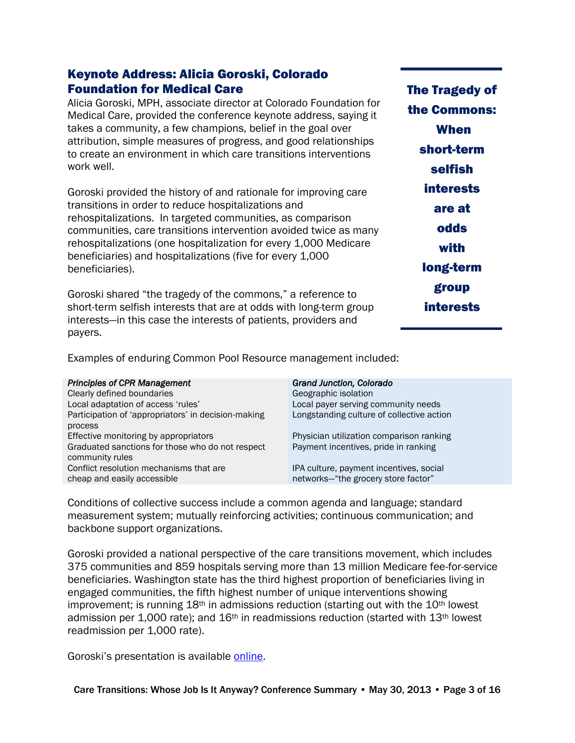## Keynote Address: Alicia Goroski, Colorado Foundation for Medical Care

Alicia Goroski, MPH, associate director at Colorado Foundation for Medical Care, provided the conference keynote address, saying it takes a community, a few champions, belief in the goal over attribution, simple measures of progress, and good relationships to create an environment in which care transitions interventions work well.

Goroski provided the history of and rationale for improving care transitions in order to reduce hospitalizations and rehospitalizations. In targeted communities, as comparison communities, care transitions intervention avoided twice as many rehospitalizations (one hospitalization for every 1,000 Medicare beneficiaries) and hospitalizations (five for every 1,000 beneficiaries).

Goroski shared "the tragedy of the commons," a reference to short-term selfish interests that are at odds with long-term group interests—in this case the interests of patients, providers and payers.

**The Tragedy of the Commons: When short-term selfish interests are at odds with long-term group interests**

Examples of enduring Common Pool Resource management included:

| *Principles of CPR Management* | *Grand Junction, Colorado* |
|---|---|
| Clearly defined boundaries | Geographic isolation |
| Local adaptation of access 'rules' | Local payer serving community needs |
| Participation of 'appropriators' in decision-making process | Longstanding culture of collective action |
| Effective monitoring by appropriators | Physician utilization comparison ranking |
| Graduated sanctions for those who do not respect community rules | Payment incentives, pride in ranking |
| Conflict resolution mechanisms that are cheap and easily accessible | IPA culture, payment incentives, social networks—"the grocery store factor" |

Conditions of collective success include a common agenda and language; standard measurement system; mutually reinforcing activities; continuous communication; and backbone support organizations.

Goroski provided a national perspective of the care transitions movement, which includes 375 communities and 859 hospitals serving more than 13 million Medicare fee-for-service beneficiaries. Washington state has the third highest proportion of beneficiaries living in engaged communities, the fifth highest number of unique interventions showing improvement; is running 18th in admissions reduction (starting out with the 10th lowest admission per 1,000 rate); and 16th in readmissions reduction (started with 13th lowest readmission per 1,000 rate).

Goroski's presentation is available online.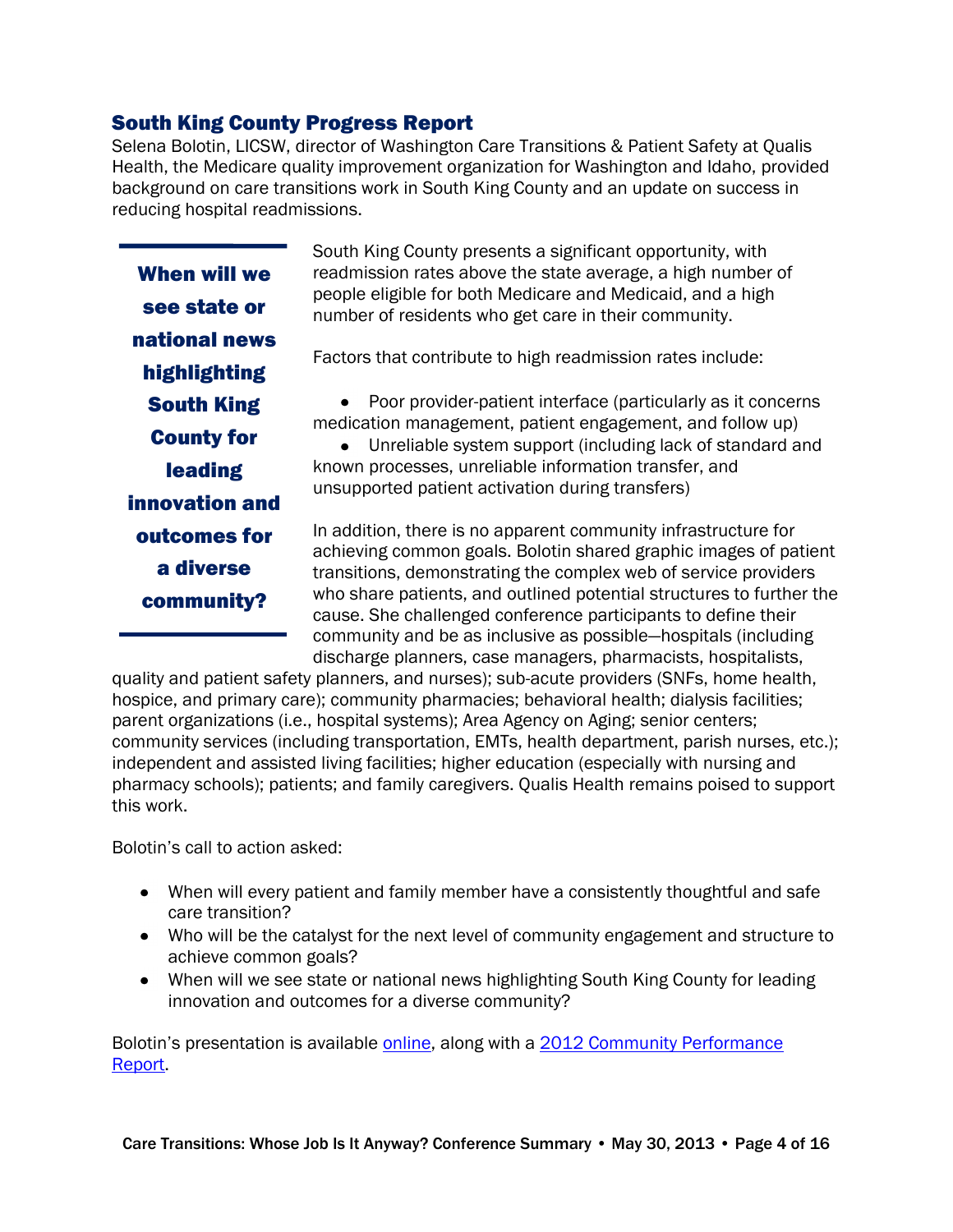## South King County Progress Report

Selena Bolotin, LICSW, director of Washington Care Transitions & Patient Safety at Qualis Health, the Medicare quality improvement organization for Washington and Idaho, provided background on care transitions work in South King County and an update on success in reducing hospital readmissions.

> **When will we see state or national news highlighting South King County for leading innovation and outcomes for a diverse community?**

South King County presents a significant opportunity, with readmission rates above the state average, a high number of people eligible for both Medicare and Medicaid, and a high number of residents who get care in their community.

Factors that contribute to high readmission rates include:

- Poor provider-patient interface (particularly as it concerns medication management, patient engagement, and follow up)
- Unreliable system support (including lack of standard and known processes, unreliable information transfer, and unsupported patient activation during transfers)

In addition, there is no apparent community infrastructure for achieving common goals. Bolotin shared graphic images of patient transitions, demonstrating the complex web of service providers who share patients, and outlined potential structures to further the cause. She challenged conference participants to define their community and be as inclusive as possible—hospitals (including discharge planners, case managers, pharmacists, hospitalists, quality and patient safety planners, and nurses); sub-acute providers (SNFs, home health, hospice, and primary care); community pharmacies; behavioral health; dialysis facilities; parent organizations (i.e., hospital systems); Area Agency on Aging; senior centers; community services (including transportation, EMTs, health department, parish nurses, etc.); independent and assisted living facilities; higher education (especially with nursing and pharmacy schools); patients; and family caregivers. Qualis Health remains poised to support this work.

Bolotin's call to action asked:

- When will every patient and family member have a consistently thoughtful and safe care transition?
- Who will be the catalyst for the next level of community engagement and structure to achieve common goals?
- When will we see state or national news highlighting South King County for leading innovation and outcomes for a diverse community?

Bolotin's presentation is available online, along with a 2012 Community Performance Report.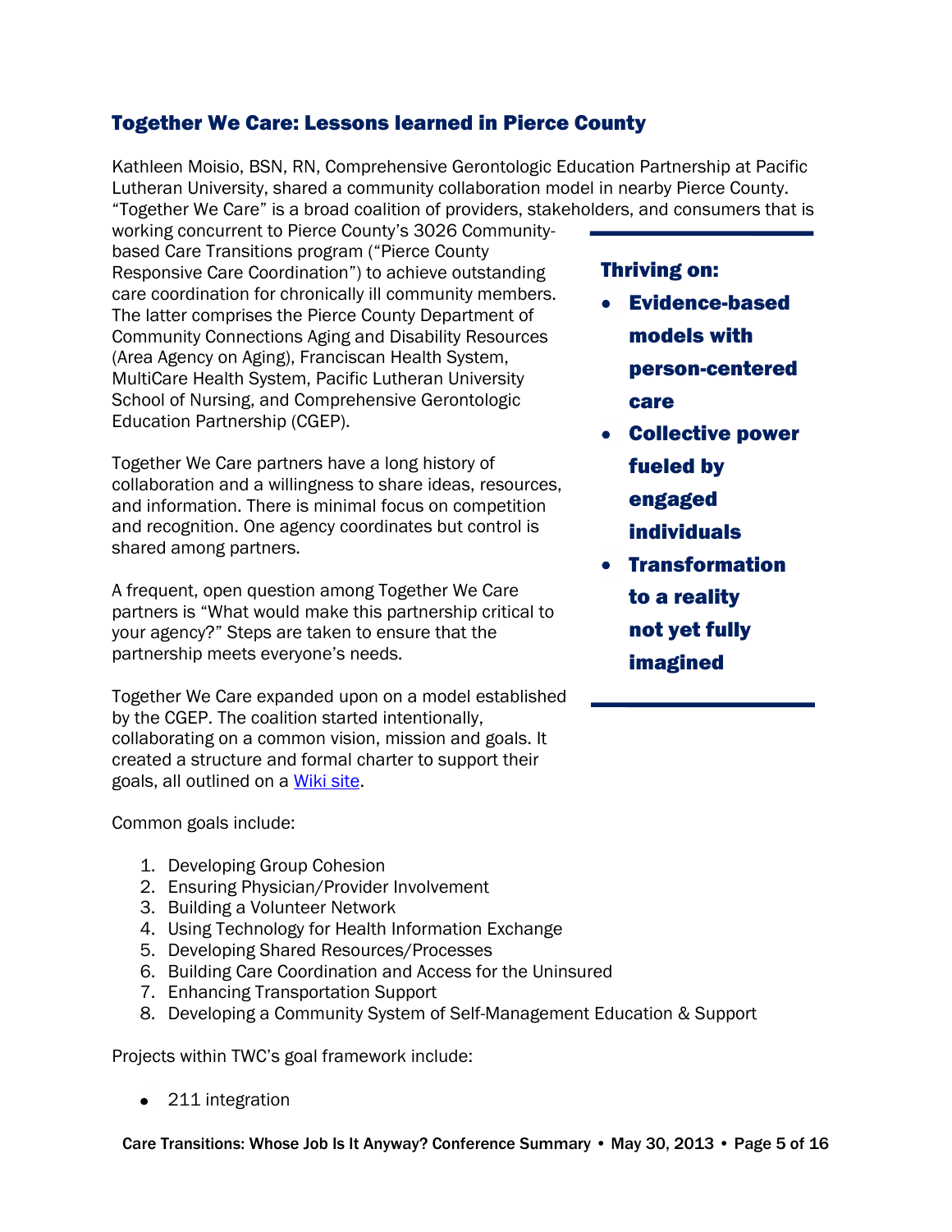## Together We Care: Lessons learned in Pierce County

Kathleen Moisio, BSN, RN, Comprehensive Gerontologic Education Partnership at Pacific Lutheran University, shared a community collaboration model in nearby Pierce County. "Together We Care" is a broad coalition of providers, stakeholders, and consumers that is working concurrent to Pierce County's 3026 Community-based Care Transitions program ("Pierce County Responsive Care Coordination") to achieve outstanding care coordination for chronically ill community members. The latter comprises the Pierce County Department of Community Connections Aging and Disability Resources (Area Agency on Aging), Franciscan Health System, MultiCare Health System, Pacific Lutheran University School of Nursing, and Comprehensive Gerontologic Education Partnership (CGEP).

> **Thriving on:**
>
> - **Evidence-based models with person-centered care**
> - **Collective power fueled by engaged individuals**
> - **Transformation to a reality not yet fully imagined**

Together We Care partners have a long history of collaboration and a willingness to share ideas, resources, and information. There is minimal focus on competition and recognition. One agency coordinates but control is shared among partners.

A frequent, open question among Together We Care partners is "What would make this partnership critical to your agency?" Steps are taken to ensure that the partnership meets everyone's needs.

Together We Care expanded upon on a model established by the CGEP. The coalition started intentionally, collaborating on a common vision, mission and goals. It created a structure and formal charter to support their goals, all outlined on a Wiki site.

Common goals include:

1. Developing Group Cohesion
2. Ensuring Physician/Provider Involvement
3. Building a Volunteer Network
4. Using Technology for Health Information Exchange
5. Developing Shared Resources/Processes
6. Building Care Coordination and Access for the Uninsured
7. Enhancing Transportation Support
8. Developing a Community System of Self-Management Education & Support

Projects within TWC's goal framework include:

- 211 integration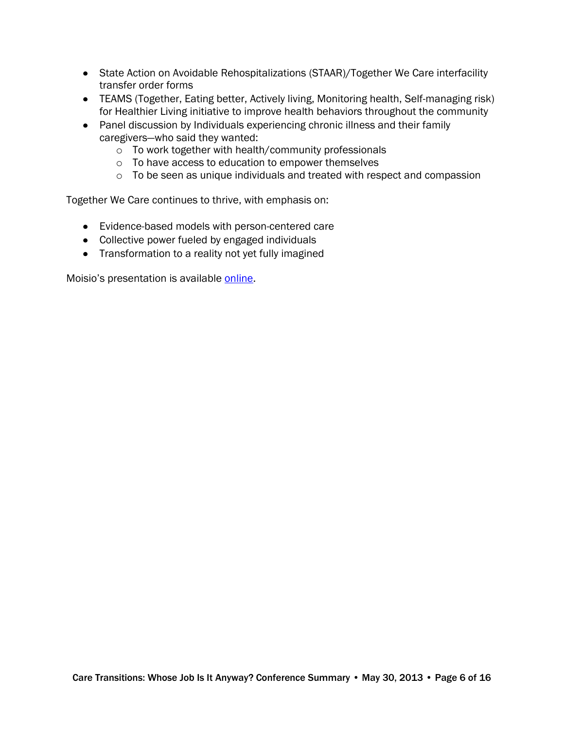- State Action on Avoidable Rehospitalizations (STAAR)/Together We Care interfacility transfer order forms
- TEAMS (Together, Eating better, Actively living, Monitoring health, Self-managing risk) for Healthier Living initiative to improve health behaviors throughout the community
- Panel discussion by Individuals experiencing chronic illness and their family caregivers—who said they wanted:
  - To work together with health/community professionals
  - To have access to education to empower themselves
  - To be seen as unique individuals and treated with respect and compassion

Together We Care continues to thrive, with emphasis on:

- Evidence-based models with person-centered care
- Collective power fueled by engaged individuals
- Transformation to a reality not yet fully imagined

Moisio's presentation is available online.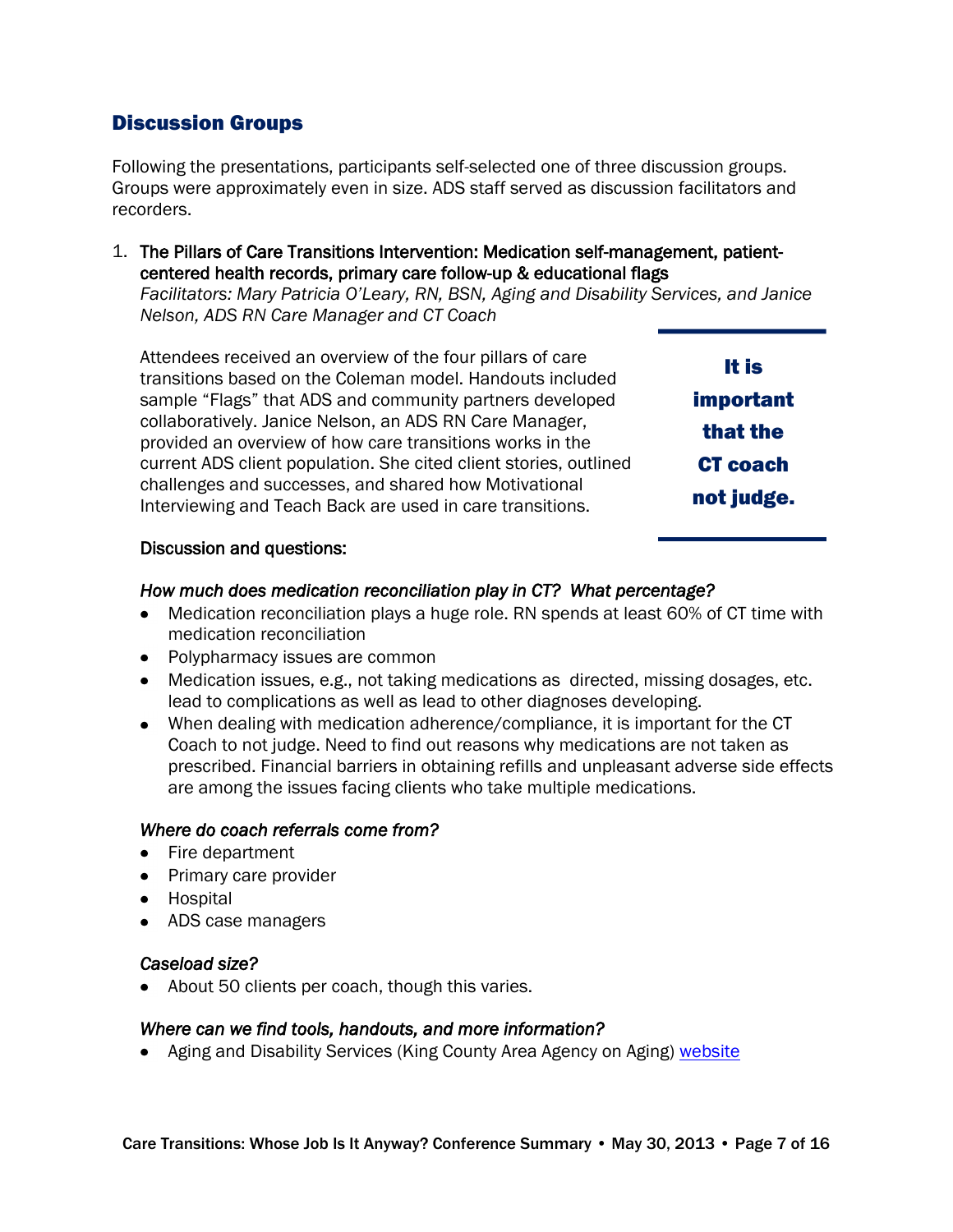## Discussion Groups

Following the presentations, participants self-selected one of three discussion groups. Groups were approximately even in size. ADS staff served as discussion facilitators and recorders.

1. **The Pillars of Care Transitions Intervention: Medication self-management, patient-centered health records, primary care follow-up & educational flags**
   *Facilitators: Mary Patricia O'Leary, RN, BSN, Aging and Disability Services, and Janice Nelson, ADS RN Care Manager and CT Coach*

   Attendees received an overview of the four pillars of care transitions based on the Coleman model. Handouts included sample "Flags" that ADS and community partners developed collaboratively. Janice Nelson, an ADS RN Care Manager, provided an overview of how care transitions works in the current ADS client population. She cited client stories, outlined challenges and successes, and shared how Motivational Interviewing and Teach Back are used in care transitions.

   **It is important that the CT coach not judge.**

   **Discussion and questions:**

   *How much does medication reconciliation play in CT? What percentage?*

   - Medication reconciliation plays a huge role. RN spends at least 60% of CT time with medication reconciliation
   - Polypharmacy issues are common
   - Medication issues, e.g., not taking medications as directed, missing dosages, etc. lead to complications as well as lead to other diagnoses developing.
   - When dealing with medication adherence/compliance, it is important for the CT Coach to not judge. Need to find out reasons why medications are not taken as prescribed. Financial barriers in obtaining refills and unpleasant adverse side effects are among the issues facing clients who take multiple medications.

   *Where do coach referrals come from?*

   - Fire department
   - Primary care provider
   - Hospital
   - ADS case managers

   *Caseload size?*

   - About 50 clients per coach, though this varies.

   *Where can we find tools, handouts, and more information?*

   - Aging and Disability Services (King County Area Agency on Aging) website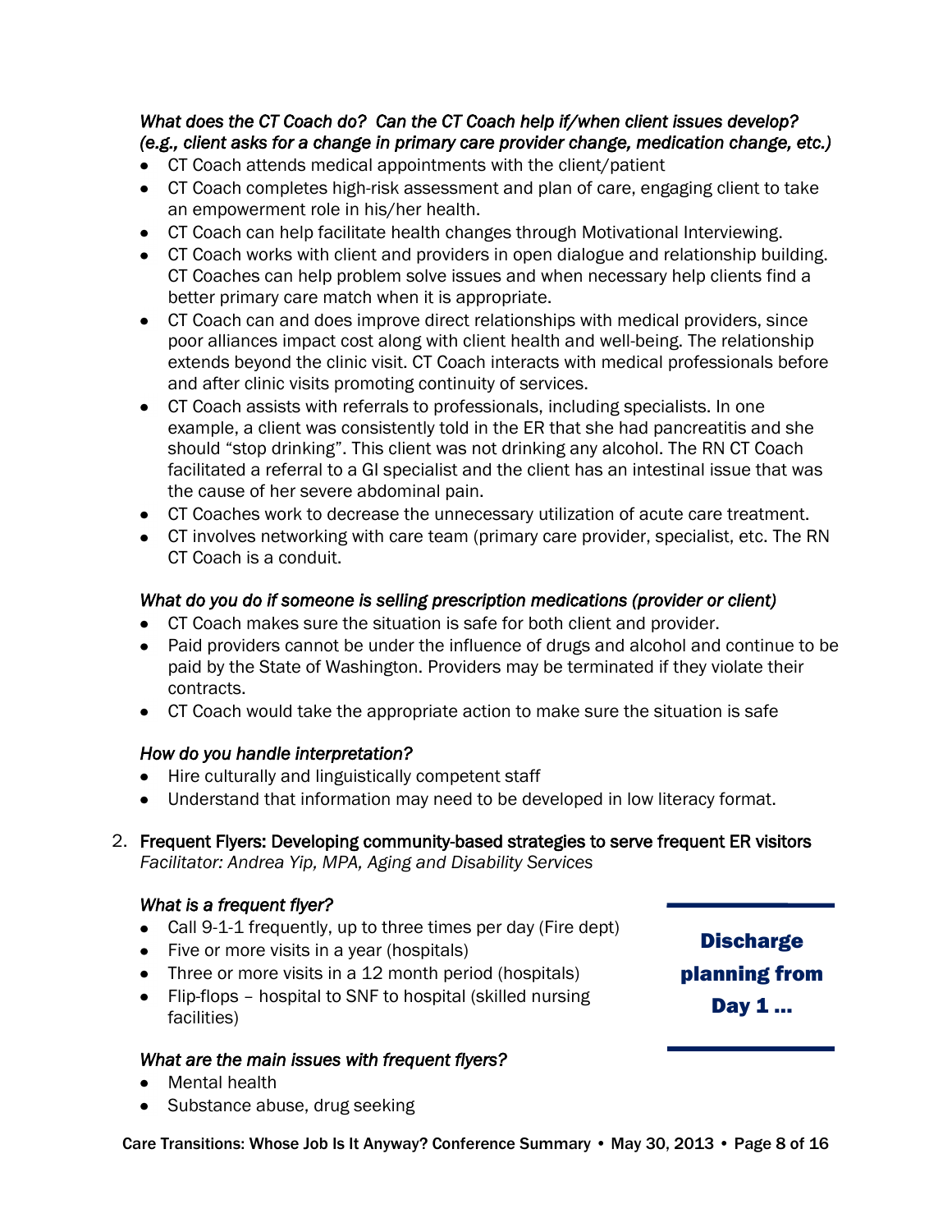*What does the CT Coach do? Can the CT Coach help if/when client issues develop? (e.g., client asks for a change in primary care provider change, medication change, etc.)*

- CT Coach attends medical appointments with the client/patient
- CT Coach completes high-risk assessment and plan of care, engaging client to take an empowerment role in his/her health.
- CT Coach can help facilitate health changes through Motivational Interviewing.
- CT Coach works with client and providers in open dialogue and relationship building. CT Coaches can help problem solve issues and when necessary help clients find a better primary care match when it is appropriate.
- CT Coach can and does improve direct relationships with medical providers, since poor alliances impact cost along with client health and well-being. The relationship extends beyond the clinic visit. CT Coach interacts with medical professionals before and after clinic visits promoting continuity of services.
- CT Coach assists with referrals to professionals, including specialists. In one example, a client was consistently told in the ER that she had pancreatitis and she should "stop drinking". This client was not drinking any alcohol. The RN CT Coach facilitated a referral to a GI specialist and the client has an intestinal issue that was the cause of her severe abdominal pain.
- CT Coaches work to decrease the unnecessary utilization of acute care treatment.
- CT involves networking with care team (primary care provider, specialist, etc. The RN CT Coach is a conduit.

*What do you do if someone is selling prescription medications (provider or client)*

- CT Coach makes sure the situation is safe for both client and provider.
- Paid providers cannot be under the influence of drugs and alcohol and continue to be paid by the State of Washington. Providers may be terminated if they violate their contracts.
- CT Coach would take the appropriate action to make sure the situation is safe

*How do you handle interpretation?*

- Hire culturally and linguistically competent staff
- Understand that information may need to be developed in low literacy format.

2. **Frequent Flyers: Developing community-based strategies to serve frequent ER visitors**
   *Facilitator: Andrea Yip, MPA, Aging and Disability Services*

*What is a frequent flyer?*

- Call 9-1-1 frequently, up to three times per day (Fire dept)
- Five or more visits in a year (hospitals)
- Three or more visits in a 12 month period (hospitals)
- Flip-flops – hospital to SNF to hospital (skilled nursing facilities)

**Discharge planning from Day 1 …**

*What are the main issues with frequent flyers?*

- Mental health
- Substance abuse, drug seeking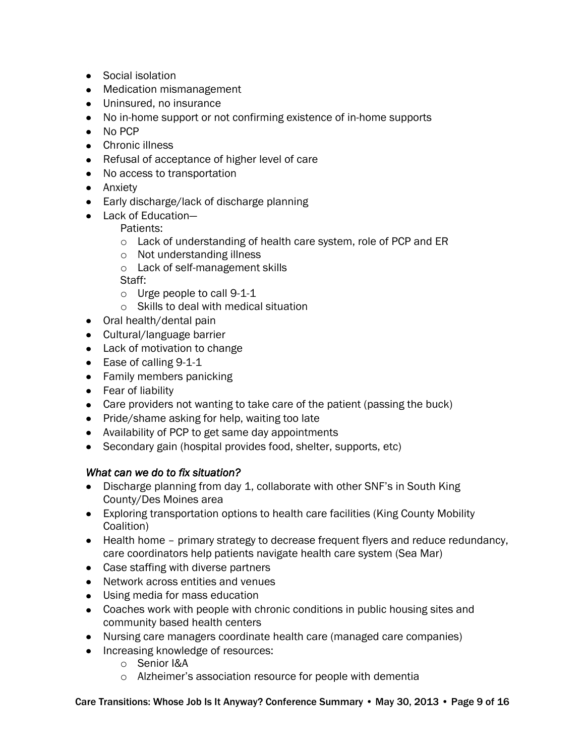- Social isolation
- Medication mismanagement
- Uninsured, no insurance
- No in-home support or not confirming existence of in-home supports
- No PCP
- Chronic illness
- Refusal of acceptance of higher level of care
- No access to transportation
- Anxiety
- Early discharge/lack of discharge planning
- Lack of Education—

  Patients:
    - Lack of understanding of health care system, role of PCP and ER
    - Not understanding illness
    - Lack of self-management skills

  Staff:
    - Urge people to call 9-1-1
    - Skills to deal with medical situation
- Oral health/dental pain
- Cultural/language barrier
- Lack of motivation to change
- Ease of calling 9-1-1
- Family members panicking
- Fear of liability
- Care providers not wanting to take care of the patient (passing the buck)
- Pride/shame asking for help, waiting too late
- Availability of PCP to get same day appointments
- Secondary gain (hospital provides food, shelter, supports, etc)

*What can we do to fix situation?*

- Discharge planning from day 1, collaborate with other SNF's in South King County/Des Moines area
- Exploring transportation options to health care facilities (King County Mobility Coalition)
- Health home – primary strategy to decrease frequent flyers and reduce redundancy, care coordinators help patients navigate health care system (Sea Mar)
- Case staffing with diverse partners
- Network across entities and venues
- Using media for mass education
- Coaches work with people with chronic conditions in public housing sites and community based health centers
- Nursing care managers coordinate health care (managed care companies)
- Increasing knowledge of resources:
    - Senior I&A
    - Alzheimer's association resource for people with dementia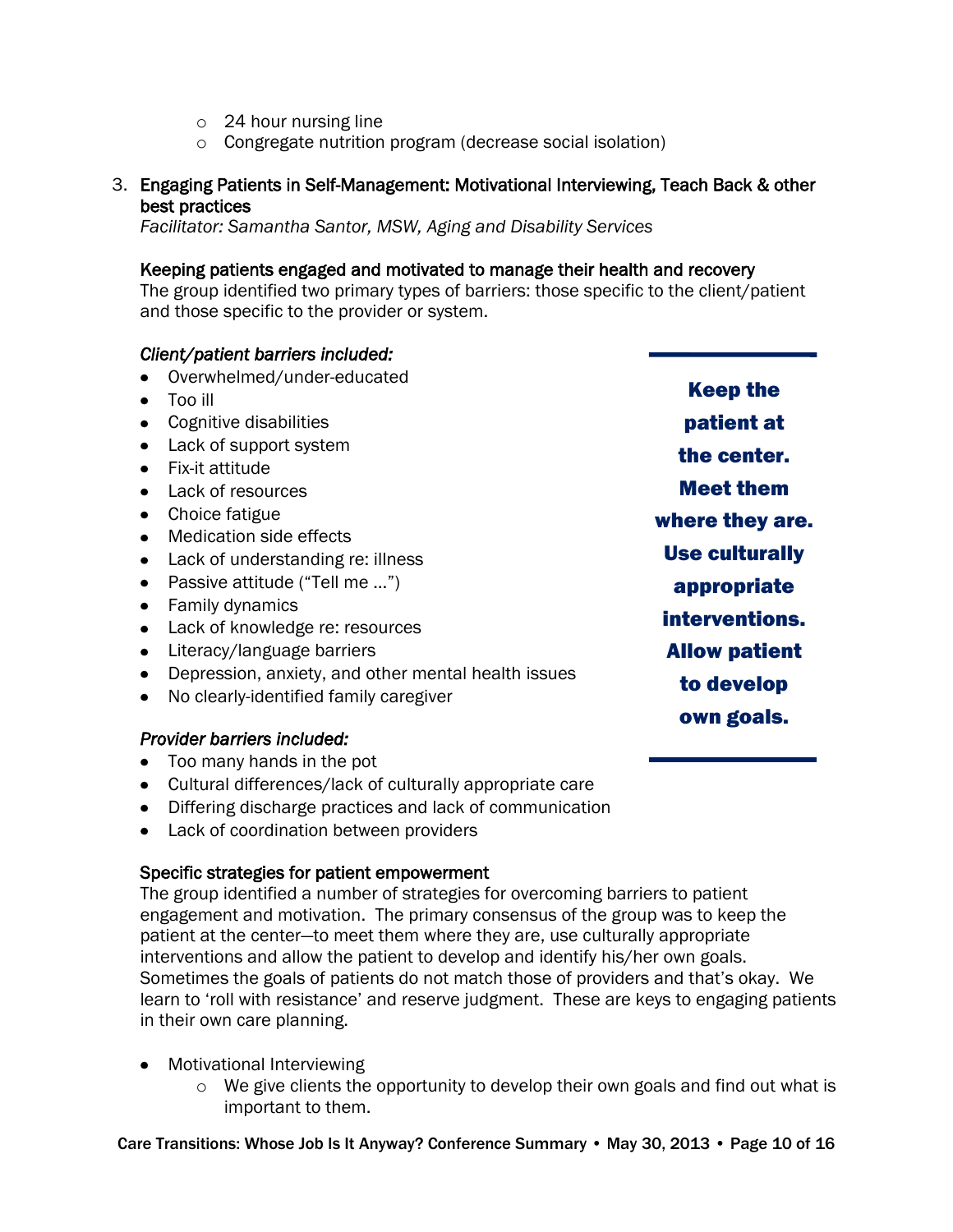- 24 hour nursing line
  - Congregate nutrition program (decrease social isolation)

3. **Engaging Patients in Self-Management: Motivational Interviewing, Teach Back & other best practices**
   *Facilitator: Samantha Santor, MSW, Aging and Disability Services*

**Keeping patients engaged and motivated to manage their health and recovery**

The group identified two primary types of barriers: those specific to the client/patient and those specific to the provider or system.

*Client/patient barriers included:*

- Overwhelmed/under-educated
- Too ill
- Cognitive disabilities
- Lack of support system
- Fix-it attitude
- Lack of resources
- Choice fatigue
- Medication side effects
- Lack of understanding re: illness
- Passive attitude ("Tell me …")
- Family dynamics
- Lack of knowledge re: resources
- Literacy/language barriers
- Depression, anxiety, and other mental health issues
- No clearly-identified family caregiver

*Provider barriers included:*

- Too many hands in the pot
- Cultural differences/lack of culturally appropriate care
- Differing discharge practices and lack of communication
- Lack of coordination between providers

> **Keep the patient at the center. Meet them where they are. Use culturally appropriate interventions. Allow patient to develop own goals.**

**Specific strategies for patient empowerment**

The group identified a number of strategies for overcoming barriers to patient engagement and motivation. The primary consensus of the group was to keep the patient at the center—to meet them where they are, use culturally appropriate interventions and allow the patient to develop and identify his/her own goals. Sometimes the goals of patients do not match those of providers and that's okay. We learn to 'roll with resistance' and reserve judgment. These are keys to engaging patients in their own care planning.

- Motivational Interviewing
  - We give clients the opportunity to develop their own goals and find out what is important to them.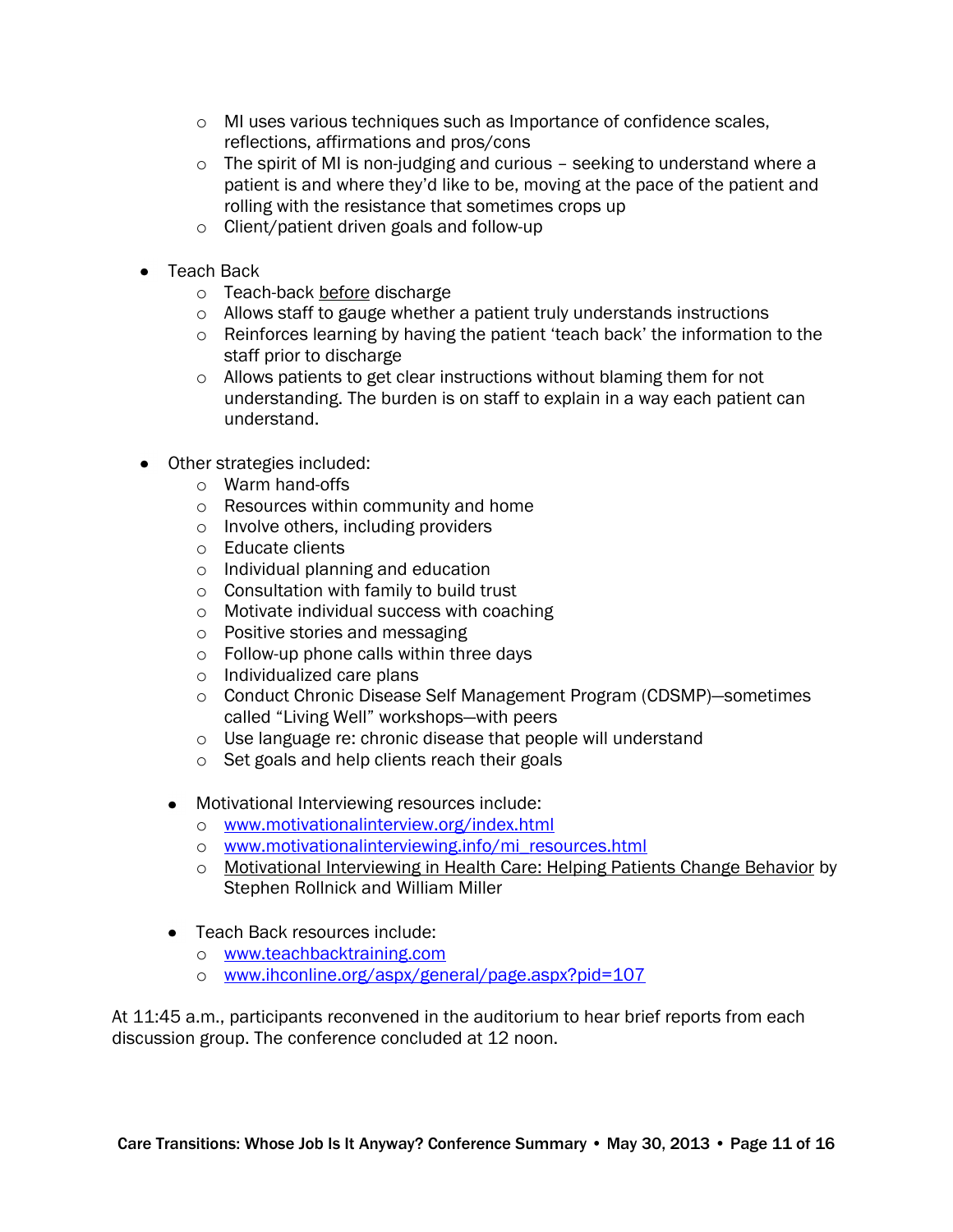- MI uses various techniques such as Importance of confidence scales, reflections, affirmations and pros/cons
  - The spirit of MI is non-judging and curious – seeking to understand where a patient is and where they'd like to be, moving at the pace of the patient and rolling with the resistance that sometimes crops up
  - Client/patient driven goals and follow-up

- Teach Back
  - Teach-back <u>before</u> discharge
  - Allows staff to gauge whether a patient truly understands instructions
  - Reinforces learning by having the patient 'teach back' the information to the staff prior to discharge
  - Allows patients to get clear instructions without blaming them for not understanding. The burden is on staff to explain in a way each patient can understand.

- Other strategies included:
  - Warm hand-offs
  - Resources within community and home
  - Involve others, including providers
  - Educate clients
  - Individual planning and education
  - Consultation with family to build trust
  - Motivate individual success with coaching
  - Positive stories and messaging
  - Follow-up phone calls within three days
  - Individualized care plans
  - Conduct Chronic Disease Self Management Program (CDSMP)—sometimes called "Living Well" workshops—with peers
  - Use language re: chronic disease that people will understand
  - Set goals and help clients reach their goals

  - Motivational Interviewing resources include:
    - www.motivationalinterview.org/index.html
    - www.motivationalinterviewing.info/mi_resources.html
    - <u>Motivational Interviewing in Health Care: Helping Patients Change Behavior</u> by Stephen Rollnick and William Miller

  - Teach Back resources include:
    - www.teachbacktraining.com
    - www.ihconline.org/aspx/general/page.aspx?pid=107

At 11:45 a.m., participants reconvened in the auditorium to hear brief reports from each discussion group. The conference concluded at 12 noon.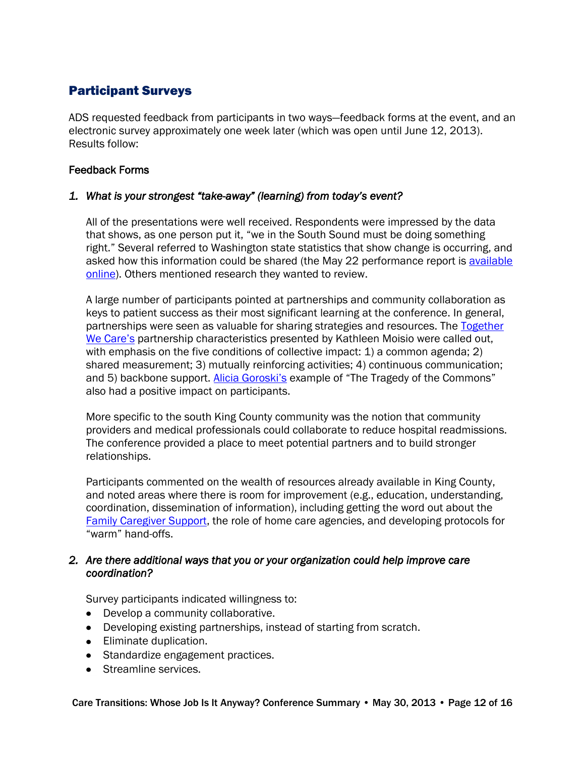## Participant Surveys

ADS requested feedback from participants in two ways—feedback forms at the event, and an electronic survey approximately one week later (which was open until June 12, 2013). Results follow:

### Feedback Forms

1. *What is your strongest "take-away" (learning) from today's event?*

   All of the presentations were well received. Respondents were impressed by the data that shows, as one person put it, "we in the South Sound must be doing something right." Several referred to Washington state statistics that show change is occurring, and asked how this information could be shared (the May 22 performance report is available online). Others mentioned research they wanted to review.

   A large number of participants pointed at partnerships and community collaboration as keys to patient success as their most significant learning at the conference. In general, partnerships were seen as valuable for sharing strategies and resources. The Together We Care's partnership characteristics presented by Kathleen Moisio were called out, with emphasis on the five conditions of collective impact: 1) a common agenda; 2) shared measurement; 3) mutually reinforcing activities; 4) continuous communication; and 5) backbone support. Alicia Goroski's example of "The Tragedy of the Commons" also had a positive impact on participants.

   More specific to the south King County community was the notion that community providers and medical professionals could collaborate to reduce hospital readmissions. The conference provided a place to meet potential partners and to build stronger relationships.

   Participants commented on the wealth of resources already available in King County, and noted areas where there is room for improvement (e.g., education, understanding, coordination, dissemination of information), including getting the word out about the Family Caregiver Support, the role of home care agencies, and developing protocols for "warm" hand-offs.

2. *Are there additional ways that you or your organization could help improve care coordination?*

   Survey participants indicated willingness to:

   - Develop a community collaborative.
   - Developing existing partnerships, instead of starting from scratch.
   - Eliminate duplication.
   - Standardize engagement practices.
   - Streamline services.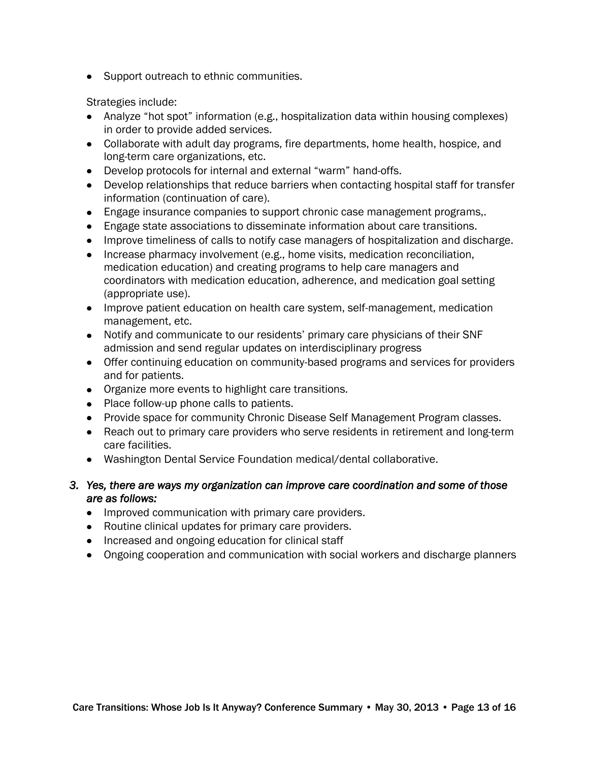- Support outreach to ethnic communities.

Strategies include:

- Analyze “hot spot” information (e.g., hospitalization data within housing complexes) in order to provide added services.
- Collaborate with adult day programs, fire departments, home health, hospice, and long-term care organizations, etc.
- Develop protocols for internal and external “warm” hand-offs.
- Develop relationships that reduce barriers when contacting hospital staff for transfer information (continuation of care).
- Engage insurance companies to support chronic case management programs,.
- Engage state associations to disseminate information about care transitions.
- Improve timeliness of calls to notify case managers of hospitalization and discharge.
- Increase pharmacy involvement (e.g., home visits, medication reconciliation, medication education) and creating programs to help care managers and coordinators with medication education, adherence, and medication goal setting (appropriate use).
- Improve patient education on health care system, self-management, medication management, etc.
- Notify and communicate to our residents’ primary care physicians of their SNF admission and send regular updates on interdisciplinary progress
- Offer continuing education on community-based programs and services for providers and for patients.
- Organize more events to highlight care transitions.
- Place follow-up phone calls to patients.
- Provide space for community Chronic Disease Self Management Program classes.
- Reach out to primary care providers who serve residents in retirement and long-term care facilities.
- Washington Dental Service Foundation medical/dental collaborative.

*3. Yes, there are ways my organization can improve care coordination and some of those are as follows:*

- Improved communication with primary care providers.
- Routine clinical updates for primary care providers.
- Increased and ongoing education for clinical staff
- Ongoing cooperation and communication with social workers and discharge planners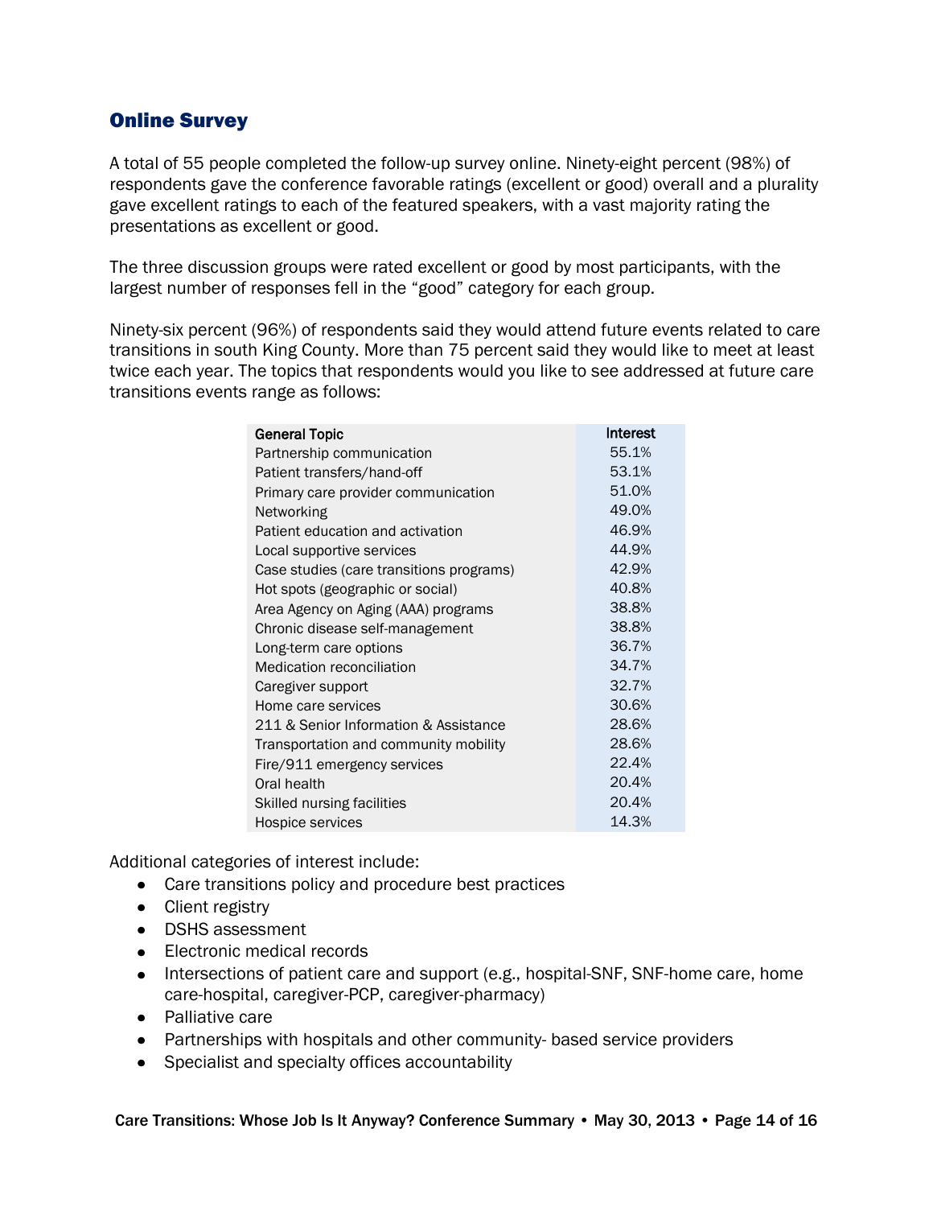## Online Survey

A total of 55 people completed the follow-up survey online. Ninety-eight percent (98%) of respondents gave the conference favorable ratings (excellent or good) overall and a plurality gave excellent ratings to each of the featured speakers, with a vast majority rating the presentations as excellent or good.

The three discussion groups were rated excellent or good by most participants, with the largest number of responses fell in the "good" category for each group.

Ninety-six percent (96%) of respondents said they would attend future events related to care transitions in south King County. More than 75 percent said they would like to meet at least twice each year. The topics that respondents would you like to see addressed at future care transitions events range as follows:

| General Topic | Interest |
|---|---|
| Partnership communication | 55.1% |
| Patient transfers/hand-off | 53.1% |
| Primary care provider communication | 51.0% |
| Networking | 49.0% |
| Patient education and activation | 46.9% |
| Local supportive services | 44.9% |
| Case studies (care transitions programs) | 42.9% |
| Hot spots (geographic or social) | 40.8% |
| Area Agency on Aging (AAA) programs | 38.8% |
| Chronic disease self-management | 38.8% |
| Long-term care options | 36.7% |
| Medication reconciliation | 34.7% |
| Caregiver support | 32.7% |
| Home care services | 30.6% |
| 211 & Senior Information & Assistance | 28.6% |
| Transportation and community mobility | 28.6% |
| Fire/911 emergency services | 22.4% |
| Oral health | 20.4% |
| Skilled nursing facilities | 20.4% |
| Hospice services | 14.3% |

Additional categories of interest include:

- Care transitions policy and procedure best practices
- Client registry
- DSHS assessment
- Electronic medical records
- Intersections of patient care and support (e.g., hospital-SNF, SNF-home care, home care-hospital, caregiver-PCP, caregiver-pharmacy)
- Palliative care
- Partnerships with hospitals and other community- based service providers
- Specialist and specialty offices accountability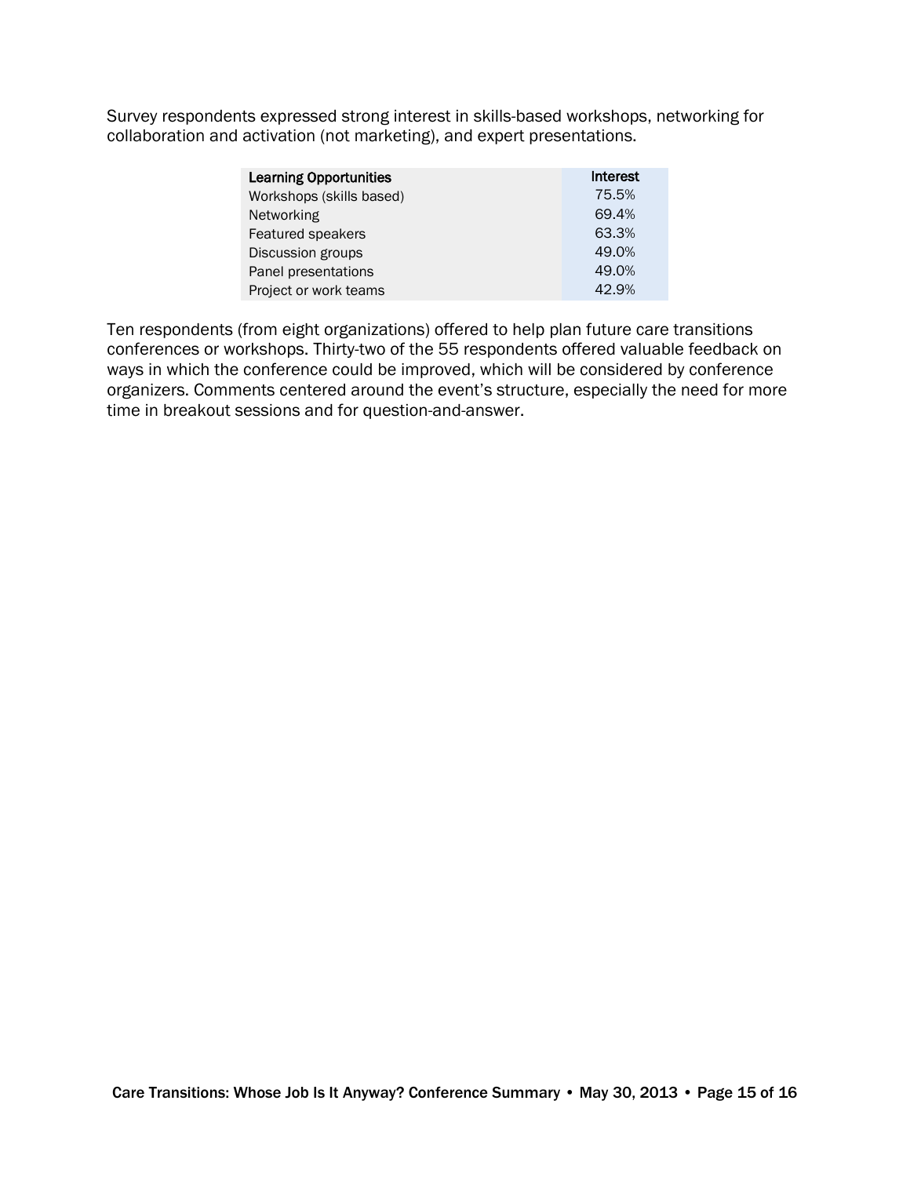Survey respondents expressed strong interest in skills-based workshops, networking for collaboration and activation (not marketing), and expert presentations.

| Learning Opportunities | Interest |
| --- | --- |
| Workshops (skills based) | 75.5% |
| Networking | 69.4% |
| Featured speakers | 63.3% |
| Discussion groups | 49.0% |
| Panel presentations | 49.0% |
| Project or work teams | 42.9% |

Ten respondents (from eight organizations) offered to help plan future care transitions conferences or workshops. Thirty-two of the 55 respondents offered valuable feedback on ways in which the conference could be improved, which will be considered by conference organizers. Comments centered around the event's structure, especially the need for more time in breakout sessions and for question-and-answer.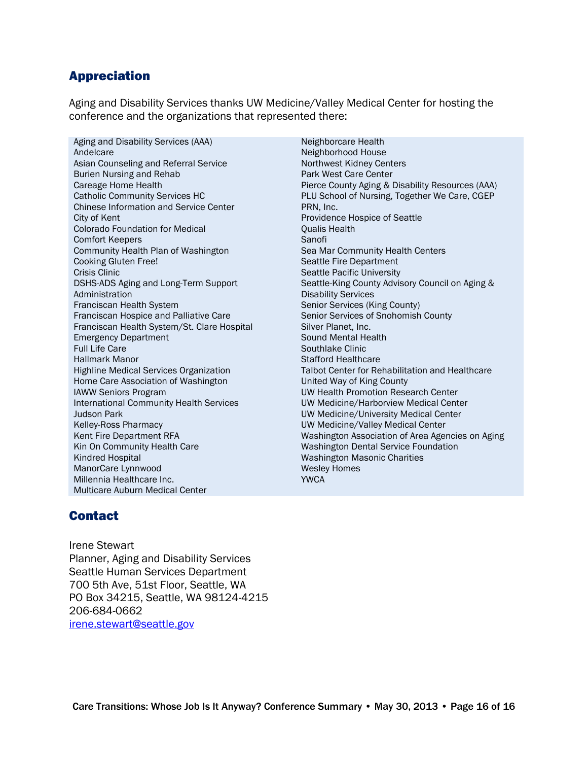## Appreciation

Aging and Disability Services thanks UW Medicine/Valley Medical Center for hosting the conference and the organizations that represented there:

- Aging and Disability Services (AAA)
- Andelcare
- Asian Counseling and Referral Service
- Burien Nursing and Rehab
- Careage Home Health
- Catholic Community Services HC
- Chinese Information and Service Center
- City of Kent
- Colorado Foundation for Medical
- Comfort Keepers
- Community Health Plan of Washington
- Cooking Gluten Free!
- Crisis Clinic
- DSHS-ADS Aging and Long-Term Support Administration
- Franciscan Health System
- Franciscan Hospice and Palliative Care
- Franciscan Health System/St. Clare Hospital Emergency Department
- Full Life Care
- Hallmark Manor
- Highline Medical Services Organization
- Home Care Association of Washington
- IAWW Seniors Program
- International Community Health Services
- Judson Park
- Kelley-Ross Pharmacy
- Kent Fire Department RFA
- Kin On Community Health Care
- Kindred Hospital
- ManorCare Lynnwood
- Millennia Healthcare Inc.
- Multicare Auburn Medical Center
- Neighborcare Health
- Neighborhood House
- Northwest Kidney Centers
- Park West Care Center
- Pierce County Aging & Disability Resources (AAA)
- PLU School of Nursing, Together We Care, CGEP
- PRN, Inc.
- Providence Hospice of Seattle
- Qualis Health
- Sanofi
- Sea Mar Community Health Centers
- Seattle Fire Department
- Seattle Pacific University
- Seattle-King County Advisory Council on Aging & Disability Services
- Senior Services (King County)
- Senior Services of Snohomish County
- Silver Planet, Inc.
- Sound Mental Health
- Southlake Clinic
- Stafford Healthcare
- Talbot Center for Rehabilitation and Healthcare
- United Way of King County
- UW Health Promotion Research Center
- UW Medicine/Harborview Medical Center
- UW Medicine/University Medical Center
- UW Medicine/Valley Medical Center
- Washington Association of Area Agencies on Aging
- Washington Dental Service Foundation
- Washington Masonic Charities
- Wesley Homes
- YWCA

## Contact

Irene Stewart
Planner, Aging and Disability Services
Seattle Human Services Department
700 5th Ave, 51st Floor, Seattle, WA
PO Box 34215, Seattle, WA 98124-4215
206-684-0662
irene.stewart@seattle.gov